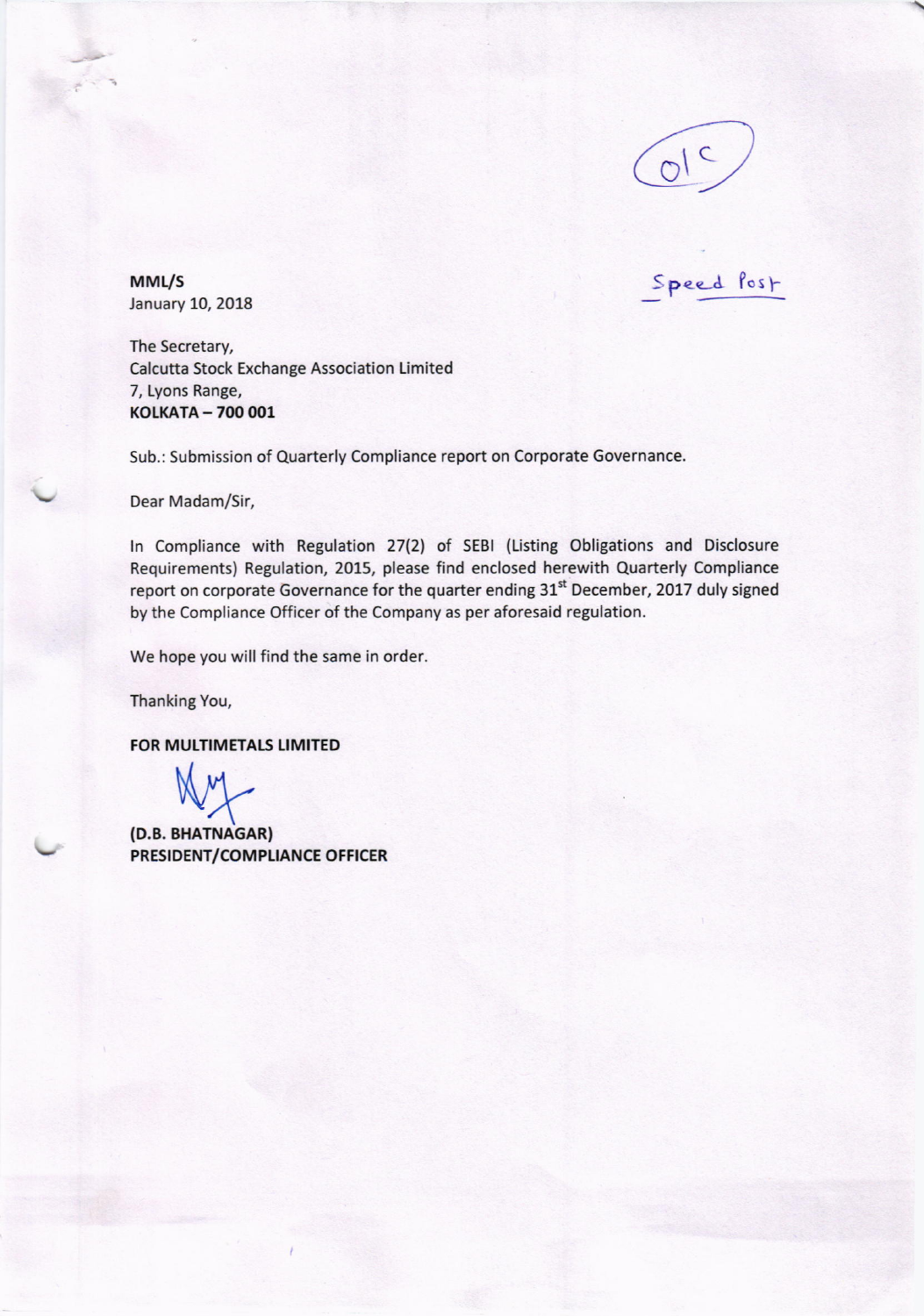O/C

**MML/S**
January 10, 2018

Speed Post

The Secretary,
Calcutta Stock Exchange Association Limited
7, Lyons Range,
**KOLKATA – 700 001**

Sub.: Submission of Quarterly Compliance report on Corporate Governance.

Dear Madam/Sir,

In Compliance with Regulation 27(2) of SEBI (Listing Obligations and Disclosure Requirements) Regulation, 2015, please find enclosed herewith Quarterly Compliance report on corporate Governance for the quarter ending 31st December, 2017 duly signed by the Compliance Officer of the Company as per aforesaid regulation.

We hope you will find the same in order.

Thanking You,

**FOR MULTIMETALS LIMITED**

**(D.B. BHATNAGAR)**
**PRESIDENT/COMPLIANCE OFFICER**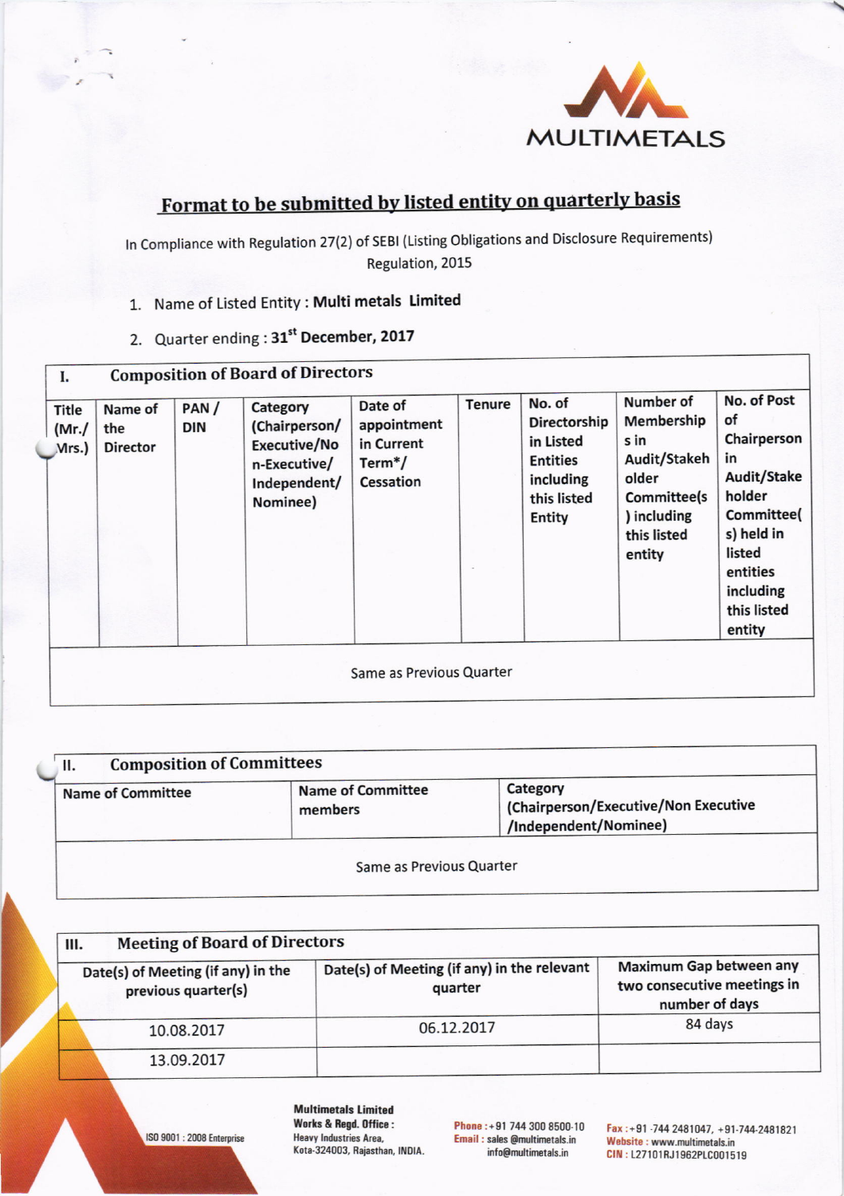MULTIMETALS

## Format to be submitted by listed entity on quarterly basis

In Compliance with Regulation 27(2) of SEBI (Listing Obligations and Disclosure Requirements) Regulation, 2015

1. Name of Listed Entity : **Multi metals Limited**
2. Quarter ending : **31st December, 2017**

### I. Composition of Board of Directors

| Title (Mr./ Mrs.) | Name of the Director | PAN / DIN | Category (Chairperson/ Executive/Non-Executive/ Independent/ Nominee) | Date of appointment in Current Term*/ Cessation | Tenure | No. of Directorships in Listed Entities including this listed Entity | Number of Memberships in Audit/Stakeholder Committee(s) including this listed entity | No. of Post of Chairperson in Audit/Stakeholder Committee(s) held in listed entities including this listed entity |
|---|---|---|---|---|---|---|---|---|
| Same as Previous Quarter | | | | | | | | |

### II. Composition of Committees

| Name of Committee | Name of Committee members | Category (Chairperson/Executive/Non Executive /Independent/Nominee) |
|---|---|---|
| Same as Previous Quarter | | |

### III. Meeting of Board of Directors

| Date(s) of Meeting (if any) in the previous quarter(s) | Date(s) of Meeting (if any) in the relevant quarter | Maximum Gap between any two consecutive meetings in number of days |
|---|---|---|
| 10.08.2017 | 06.12.2017 | 84 days |
| 13.09.2017 | | |

ISO 9001 : 2008 Enterprise

**Multimetals Limited**
**Works & Regd. Office :**
Heavy Industries Area,
Kota-324003, Rajasthan, INDIA.

Phone : +91 744 300 8500-10
Email : sales@multimetals.in
info@multimetals.in

Fax : +91 -744 2481047, +91-744-2481821
Website : www.multimetals.in
CIN : L27101RJ1962PLC001519